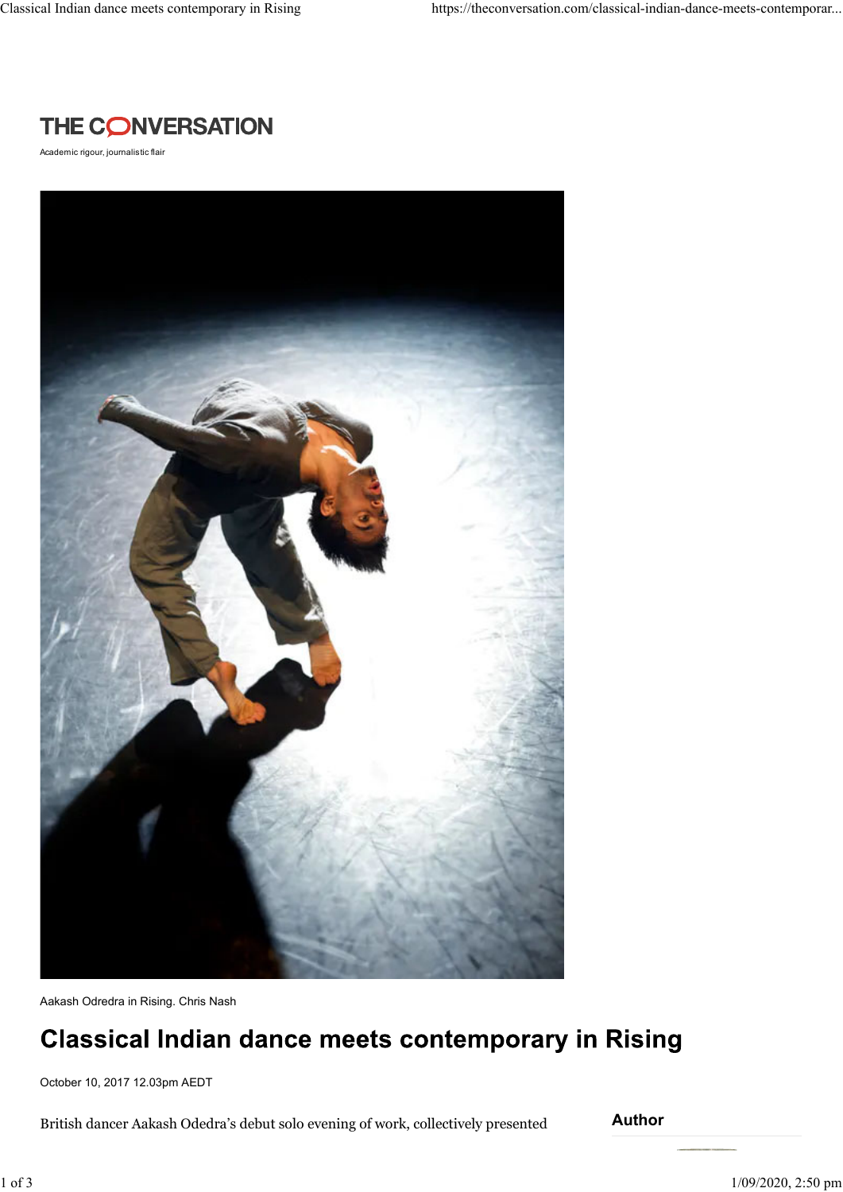THE CONVERSATION

Academic rigour, journalistic flair

Aakash Odredra in Rising. Chris Nash

# Classical Indian dance meets contemporary in Rising

October 10, 2017 12.03pm AEDT

British dancer Aakash Odedra's debut solo evening of work, collectively presented

**Author**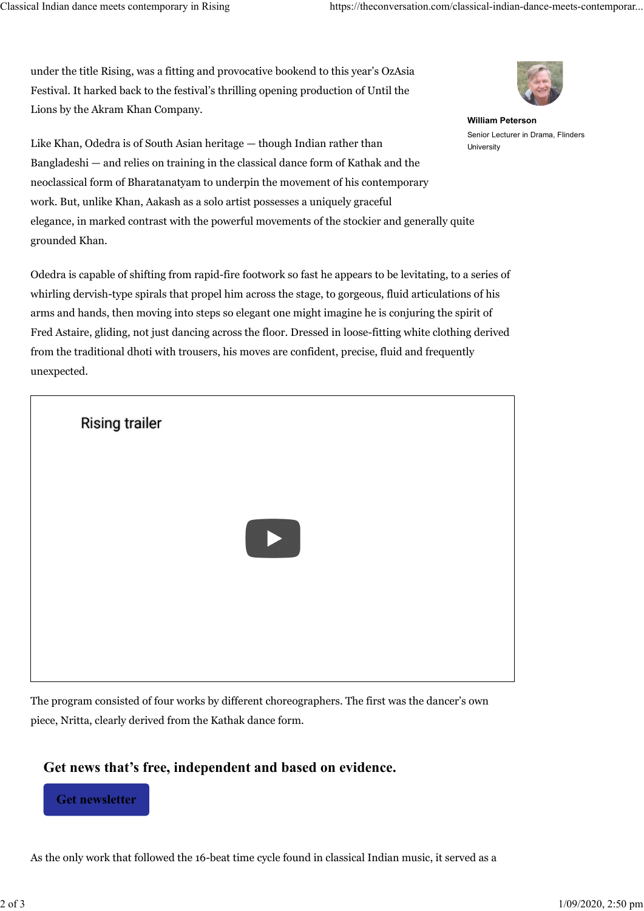under the title Rising, was a fitting and provocative bookend to this year's OzAsia Festival. It harked back to the festival's thrilling opening production of Until the Lions by the Akram Khan Company.

**William Peterson**
Senior Lecturer in Drama, Flinders University

Like Khan, Odedra is of South Asian heritage — though Indian rather than Bangladeshi — and relies on training in the classical dance form of Kathak and the neoclassical form of Bharatanatyam to underpin the movement of his contemporary work. But, unlike Khan, Aakash as a solo artist possesses a uniquely graceful elegance, in marked contrast with the powerful movements of the stockier and generally quite grounded Khan.

Odedra is capable of shifting from rapid-fire footwork so fast he appears to be levitating, to a series of whirling dervish-type spirals that propel him across the stage, to gorgeous, fluid articulations of his arms and hands, then moving into steps so elegant one might imagine he is conjuring the spirit of Fred Astaire, gliding, not just dancing across the floor. Dressed in loose-fitting white clothing derived from the traditional dhoti with trousers, his moves are confident, precise, fluid and frequently unexpected.

Rising trailer

The program consisted of four works by different choreographers. The first was the dancer's own piece, Nritta, clearly derived from the Kathak dance form.

**Get news that's free, independent and based on evidence.**

Get newsletter

As the only work that followed the 16-beat time cycle found in classical Indian music, it served as a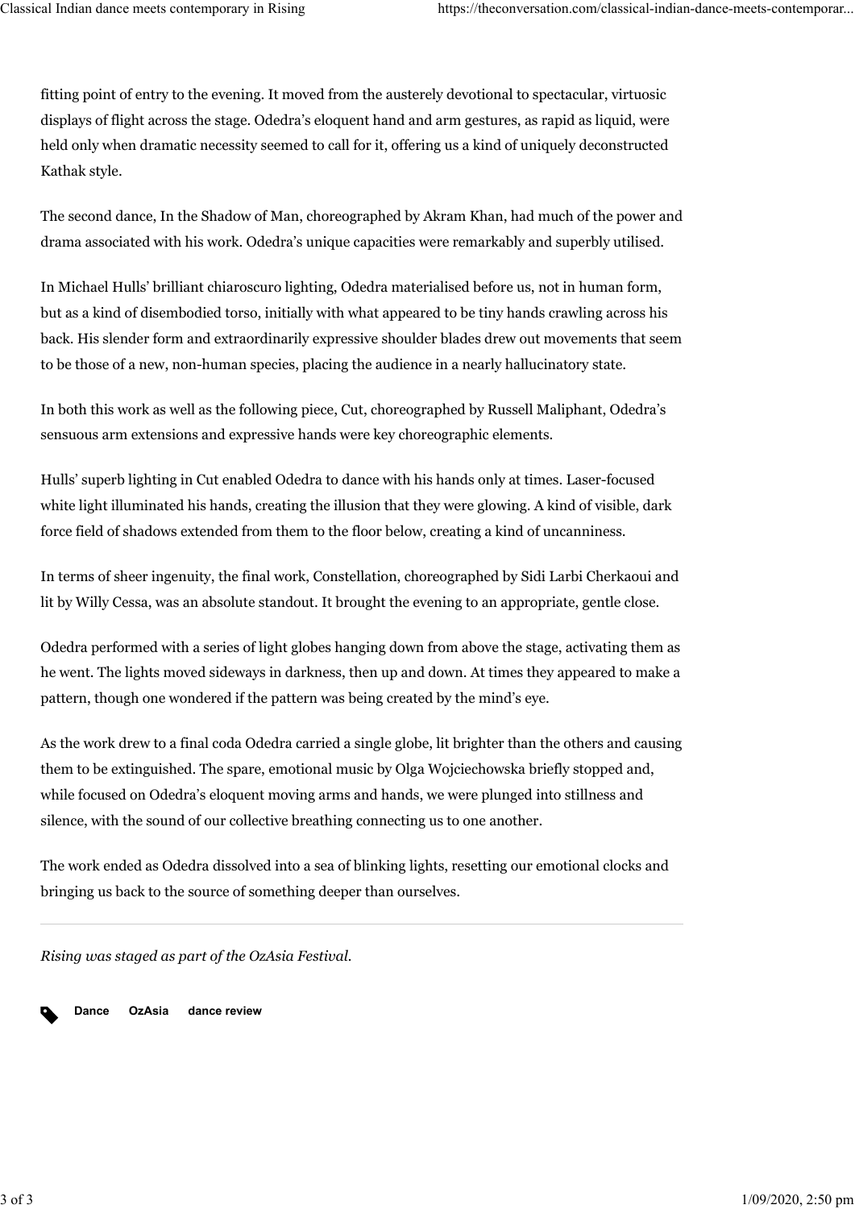fitting point of entry to the evening. It moved from the austerely devotional to spectacular, virtuosic displays of flight across the stage. Odedra's eloquent hand and arm gestures, as rapid as liquid, were held only when dramatic necessity seemed to call for it, offering us a kind of uniquely deconstructed Kathak style.

The second dance, In the Shadow of Man, choreographed by Akram Khan, had much of the power and drama associated with his work. Odedra's unique capacities were remarkably and superbly utilised.

In Michael Hulls' brilliant chiaroscuro lighting, Odedra materialised before us, not in human form, but as a kind of disembodied torso, initially with what appeared to be tiny hands crawling across his back. His slender form and extraordinarily expressive shoulder blades drew out movements that seem to be those of a new, non-human species, placing the audience in a nearly hallucinatory state.

In both this work as well as the following piece, Cut, choreographed by Russell Maliphant, Odedra's sensuous arm extensions and expressive hands were key choreographic elements.

Hulls' superb lighting in Cut enabled Odedra to dance with his hands only at times. Laser-focused white light illuminated his hands, creating the illusion that they were glowing. A kind of visible, dark force field of shadows extended from them to the floor below, creating a kind of uncanniness.

In terms of sheer ingenuity, the final work, Constellation, choreographed by Sidi Larbi Cherkaoui and lit by Willy Cessa, was an absolute standout. It brought the evening to an appropriate, gentle close.

Odedra performed with a series of light globes hanging down from above the stage, activating them as he went. The lights moved sideways in darkness, then up and down. At times they appeared to make a pattern, though one wondered if the pattern was being created by the mind's eye.

As the work drew to a final coda Odedra carried a single globe, lit brighter than the others and causing them to be extinguished. The spare, emotional music by Olga Wojciechowska briefly stopped and, while focused on Odedra's eloquent moving arms and hands, we were plunged into stillness and silence, with the sound of our collective breathing connecting us to one another.

The work ended as Odedra dissolved into a sea of blinking lights, resetting our emotional clocks and bringing us back to the source of something deeper than ourselves.

---

*Rising was staged as part of the OzAsia Festival.*

**Dance** **OzAsia** **dance review**